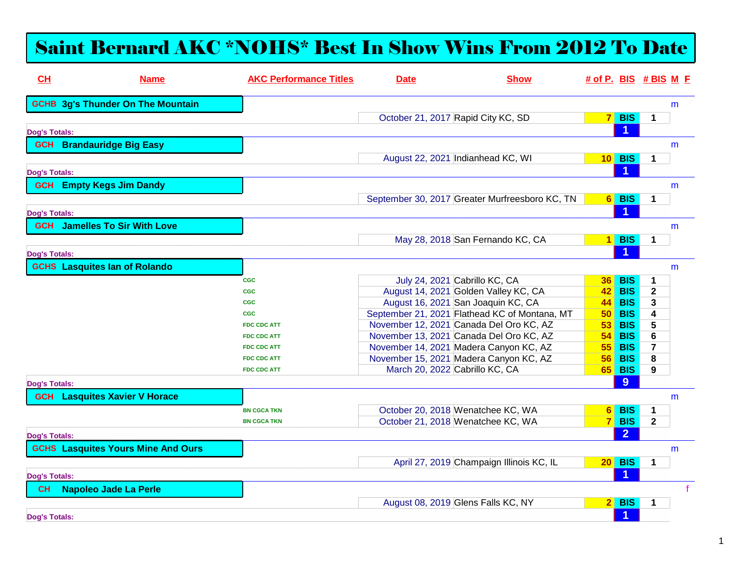# Saint Bernard AKC *NOHS* Best In Show Wins From 2012 To Date

| CH | Name | AKC Performance Titles | Date | Show | # of P. | BIS | # BIS | M | F |
|---|---|---|---|---|---|---|---|---|---|
| GCHB | 3g's Thunder On The Mountain | | | | | | | m | |
| | | | October 21, 2017 | Rapid City KC, SD | 7 | BIS | 1 | | |
| Dog's Totals: | | | | | | 1 | | | |
| GCH | Brandauridge Big Easy | | | | | | | m | |
| | | | August 22, 2021 | Indianhead KC, WI | 10 | BIS | 1 | | |
| Dog's Totals: | | | | | | 1 | | | |
| GCH | Empty Kegs Jim Dandy | | | | | | | m | |
| | | | September 30, 2017 | Greater Murfreesboro KC, TN | 6 | BIS | 1 | | |
| Dog's Totals: | | | | | | 1 | | | |
| GCH | Jamelles To Sir With Love | | | | | | | m | |
| | | | May 28, 2018 | San Fernando KC, CA | 1 | BIS | 1 | | |
| Dog's Totals: | | | | | | 1 | | | |
| GCHS | Lasquites Ian of Rolando | | | | | | | m | |
| | | CGC | July 24, 2021 | Cabrillo KC, CA | 36 | BIS | 1 | | |
| | | CGC | August 14, 2021 | Golden Valley KC, CA | 42 | BIS | 2 | | |
| | | CGC | August 16, 2021 | San Joaquin KC, CA | 44 | BIS | 3 | | |
| | | CGC | September 21, 2021 | Flathead KC of Montana, MT | 50 | BIS | 4 | | |
| | | FDC CDC ATT | November 12, 2021 | Canada Del Oro KC, AZ | 53 | BIS | 5 | | |
| | | FDC CDC ATT | November 13, 2021 | Canada Del Oro KC, AZ | 54 | BIS | 6 | | |
| | | FDC CDC ATT | November 14, 2021 | Madera Canyon KC, AZ | 55 | BIS | 7 | | |
| | | FDC CDC ATT | November 15, 2021 | Madera Canyon KC, AZ | 56 | BIS | 8 | | |
| | | FDC CDC ATT | March 20, 2022 | Cabrillo KC, CA | 65 | BIS | 9 | | |
| Dog's Totals: | | | | | | 9 | | | |
| GCH | Lasquites Xavier V Horace | | | | | | | m | |
| | | BN CGCA TKN | October 20, 2018 | Wenatchee KC, WA | 6 | BIS | 1 | | |
| | | BN CGCA TKN | October 21, 2018 | Wenatchee KC, WA | 7 | BIS | 2 | | |
| Dog's Totals: | | | | | | 2 | | | |
| GCHS | Lasquites Yours Mine And Ours | | | | | | | m | |
| | | | April 27, 2019 | Champaign Illinois KC, IL | 20 | BIS | 1 | | |
| Dog's Totals: | | | | | | 1 | | | |
| CH | Napoleo Jade La Perle | | | | | | | | f |
| | | | August 08, 2019 | Glens Falls KC, NY | 2 | BIS | 1 | | |
| Dog's Totals: | | | | | | 1 | | | |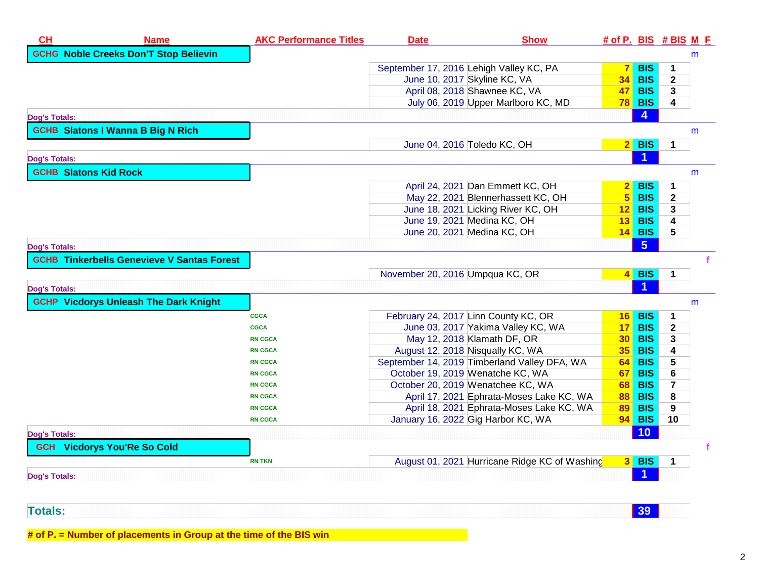| CH | Name | AKC Performance Titles | Date | Show | # of P. | BIS | # BIS | M | F |
|---|---|---|---|---|---|---|---|---|---|
| GCHG | Noble Creeks Don'T Stop Believin | | | | | | | m | |
| | | | September 17, 2016 | Lehigh Valley KC, PA | 7 | BIS | 1 | | |
| | | | June 10, 2017 | Skyline KC, VA | 34 | BIS | 2 | | |
| | | | April 08, 2018 | Shawnee KC, VA | 47 | BIS | 3 | | |
| | | | July 06, 2019 | Upper Marlboro KC, MD | 78 | BIS | 4 | | |
| Dog's Totals: | | | | | | 4 | | | |
| GCHB | Slatons I Wanna B Big N Rich | | | | | | | m | |
| | | | June 04, 2016 | Toledo KC, OH | 2 | BIS | 1 | | |
| Dog's Totals: | | | | | | 1 | | | |
| GCHB | Slatons Kid Rock | | | | | | | m | |
| | | | April 24, 2021 | Dan Emmett KC, OH | 2 | BIS | 1 | | |
| | | | May 22, 2021 | Blennerhassett KC, OH | 5 | BIS | 2 | | |
| | | | June 18, 2021 | Licking River KC, OH | 12 | BIS | 3 | | |
| | | | June 19, 2021 | Medina KC, OH | 13 | BIS | 4 | | |
| | | | June 20, 2021 | Medina KC, OH | 14 | BIS | 5 | | |
| Dog's Totals: | | | | | | 5 | | | |
| GCHB | Tinkerbells Genevieve V Santas Forest | | | | | | | | f |
| | | | November 20, 2016 | Umpqua KC, OR | 4 | BIS | 1 | | |
| Dog's Totals: | | | | | | 1 | | | |
| GCHP | Vicdorys Unleash The Dark Knight | | | | | | | m | |
| | | CGCA | February 24, 2017 | Linn County KC, OR | 16 | BIS | 1 | | |
| | | CGCA | June 03, 2017 | Yakima Valley KC, WA | 17 | BIS | 2 | | |
| | | RN CGCA | May 12, 2018 | Klamath DF, OR | 30 | BIS | 3 | | |
| | | RN CGCA | August 12, 2018 | Nisqually KC, WA | 35 | BIS | 4 | | |
| | | RN CGCA | September 14, 2019 | Timberland Valley DFA, WA | 64 | BIS | 5 | | |
| | | RN CGCA | October 19, 2019 | Wenatche KC, WA | 67 | BIS | 6 | | |
| | | RN CGCA | October 20, 2019 | Wenatchee KC, WA | 68 | BIS | 7 | | |
| | | RN CGCA | April 17, 2021 | Ephrata-Moses Lake KC, WA | 88 | BIS | 8 | | |
| | | RN CGCA | April 18, 2021 | Ephrata-Moses Lake KC, WA | 89 | BIS | 9 | | |
| | | RN CGCA | January 16, 2022 | Gig Harbor KC, WA | 94 | BIS | 10 | | |
| Dog's Totals: | | | | | | 10 | | | |
| GCH | Vicdorys You'Re So Cold | | | | | | | | f |
| | | RN TKN | August 01, 2021 | Hurricane Ridge KC of Washing | 3 | BIS | 1 | | |
| Dog's Totals: | | | | | | 1 | | | |
| **Totals:** | | | | | | 39 | | | |

**# of P. = Number of placements in Group at the time of the BIS win**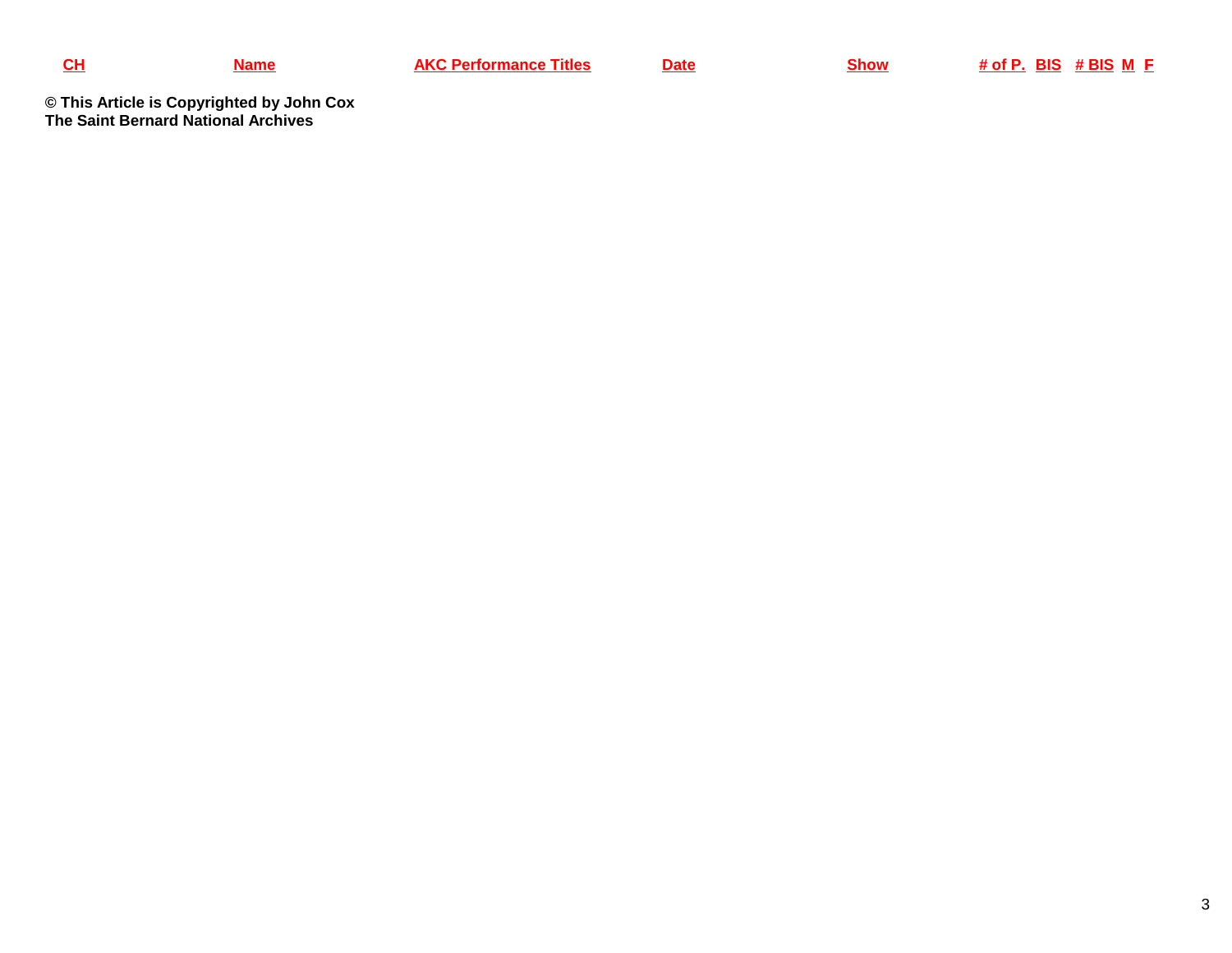| CH | Name | AKC Performance Titles | Date | Show | # of P. | BIS | # BIS | M | F |
|---|---|---|---|---|---|---|---|---|---|

**© This Article is Copyrighted by John Cox**
**The Saint Bernard National Archives**